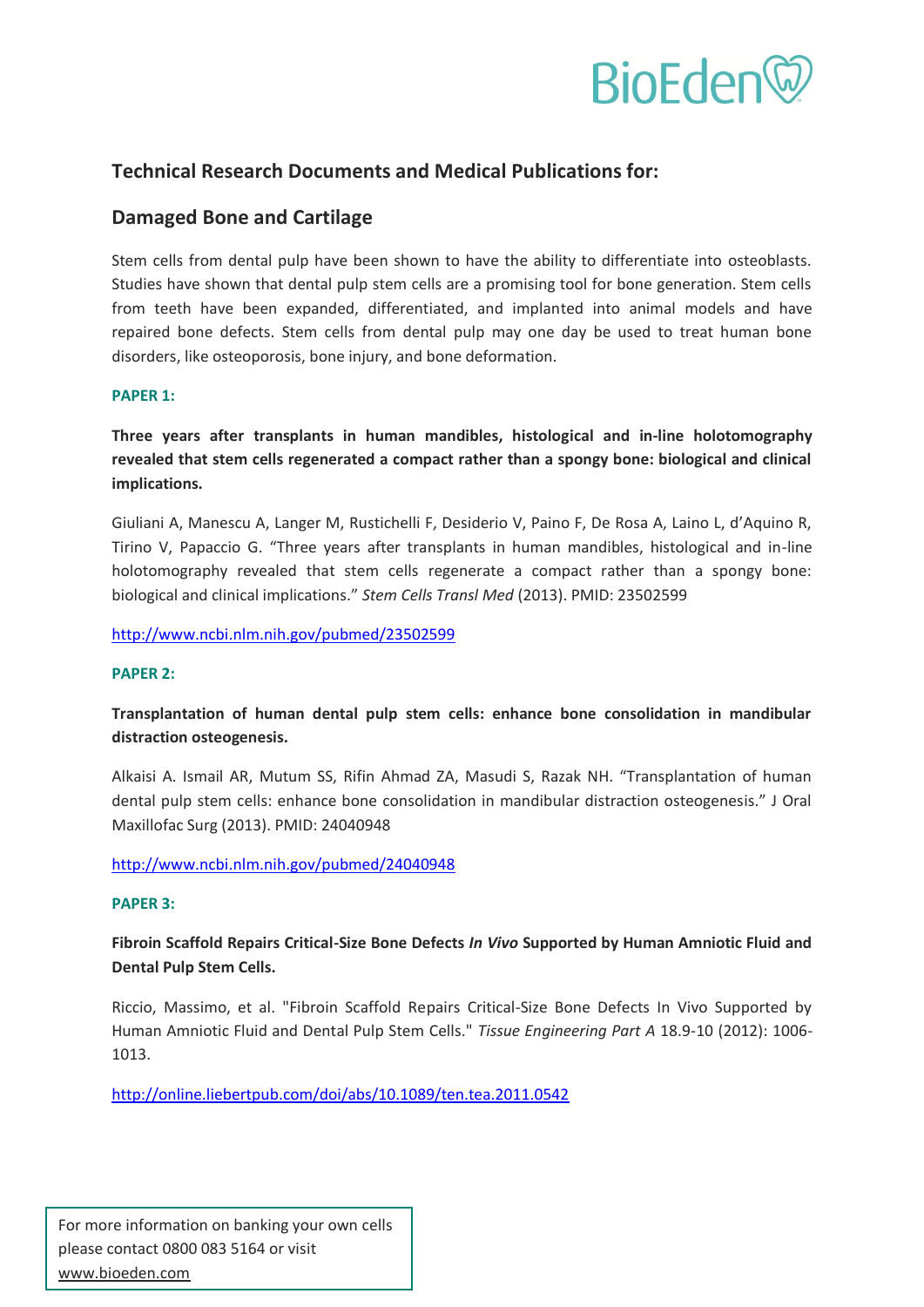# Technical Research Documents and Medical Publications for:

## Damaged Bone and Cartilage

Stem cells from dental pulp have been shown to have the ability to differentiate into osteoblasts. Studies have shown that dental pulp stem cells are a promising tool for bone generation. Stem cells from teeth have been expanded, differentiated, and implanted into animal models and have repaired bone defects. Stem cells from dental pulp may one day be used to treat human bone disorders, like osteoporosis, bone injury, and bone deformation.

**PAPER 1:**

**Three years after transplants in human mandibles, histological and in-line holotomography revealed that stem cells regenerated a compact rather than a spongy bone: biological and clinical implications.**

Giuliani A, Manescu A, Langer M, Rustichelli F, Desiderio V, Paino F, De Rosa A, Laino L, d'Aquino R, Tirino V, Papaccio G. "Three years after transplants in human mandibles, histological and in-line holotomography revealed that stem cells regenerate a compact rather than a spongy bone: biological and clinical implications." *Stem Cells Transl Med* (2013). PMID: 23502599

http://www.ncbi.nlm.nih.gov/pubmed/23502599

**PAPER 2:**

**Transplantation of human dental pulp stem cells: enhance bone consolidation in mandibular distraction osteogenesis.**

Alkaisi A. Ismail AR, Mutum SS, Rifin Ahmad ZA, Masudi S, Razak NH. "Transplantation of human dental pulp stem cells: enhance bone consolidation in mandibular distraction osteogenesis." J Oral Maxillofac Surg (2013). PMID: 24040948

http://www.ncbi.nlm.nih.gov/pubmed/24040948

**PAPER 3:**

**Fibroin Scaffold Repairs Critical-Size Bone Defects *In Vivo* Supported by Human Amniotic Fluid and Dental Pulp Stem Cells.**

Riccio, Massimo, et al. "Fibroin Scaffold Repairs Critical-Size Bone Defects In Vivo Supported by Human Amniotic Fluid and Dental Pulp Stem Cells." *Tissue Engineering Part A* 18.9-10 (2012): 1006-1013.

http://online.liebertpub.com/doi/abs/10.1089/ten.tea.2011.0542

For more information on banking your own cells please contact 0800 083 5164 or visit www.bioeden.com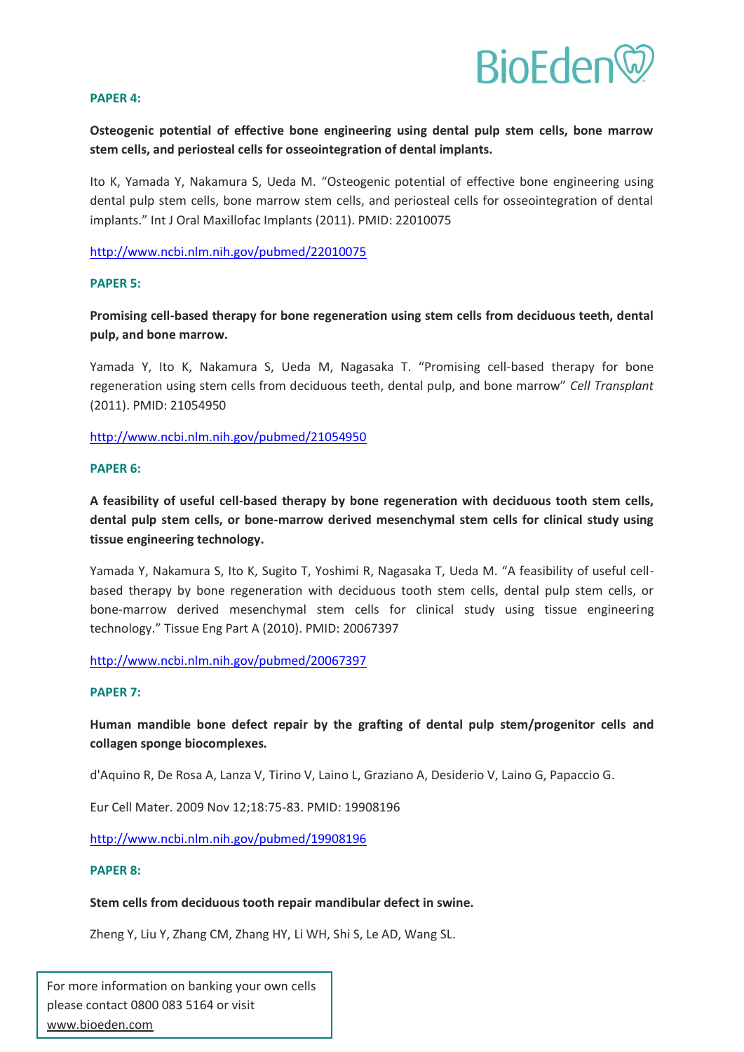**PAPER 4:**

**Osteogenic potential of effective bone engineering using dental pulp stem cells, bone marrow stem cells, and periosteal cells for osseointegration of dental implants.**

Ito K, Yamada Y, Nakamura S, Ueda M. "Osteogenic potential of effective bone engineering using dental pulp stem cells, bone marrow stem cells, and periosteal cells for osseointegration of dental implants." Int J Oral Maxillofac Implants (2011). PMID: 22010075

http://www.ncbi.nlm.nih.gov/pubmed/22010075

**PAPER 5:**

**Promising cell-based therapy for bone regeneration using stem cells from deciduous teeth, dental pulp, and bone marrow.**

Yamada Y, Ito K, Nakamura S, Ueda M, Nagasaka T. "Promising cell-based therapy for bone regeneration using stem cells from deciduous teeth, dental pulp, and bone marrow" *Cell Transplant* (2011). PMID: 21054950

http://www.ncbi.nlm.nih.gov/pubmed/21054950

**PAPER 6:**

**A feasibility of useful cell-based therapy by bone regeneration with deciduous tooth stem cells, dental pulp stem cells, or bone-marrow derived mesenchymal stem cells for clinical study using tissue engineering technology.**

Yamada Y, Nakamura S, Ito K, Sugito T, Yoshimi R, Nagasaka T, Ueda M. "A feasibility of useful cell-based therapy by bone regeneration with deciduous tooth stem cells, dental pulp stem cells, or bone-marrow derived mesenchymal stem cells for clinical study using tissue engineering technology." Tissue Eng Part A (2010). PMID: 20067397

http://www.ncbi.nlm.nih.gov/pubmed/20067397

**PAPER 7:**

**Human mandible bone defect repair by the grafting of dental pulp stem/progenitor cells and collagen sponge biocomplexes.**

d'Aquino R, De Rosa A, Lanza V, Tirino V, Laino L, Graziano A, Desiderio V, Laino G, Papaccio G.

Eur Cell Mater. 2009 Nov 12;18:75-83. PMID: 19908196

http://www.ncbi.nlm.nih.gov/pubmed/19908196

**PAPER 8:**

**Stem cells from deciduous tooth repair mandibular defect in swine.**

Zheng Y, Liu Y, Zhang CM, Zhang HY, Li WH, Shi S, Le AD, Wang SL.

For more information on banking your own cells please contact 0800 083 5164 or visit www.bioeden.com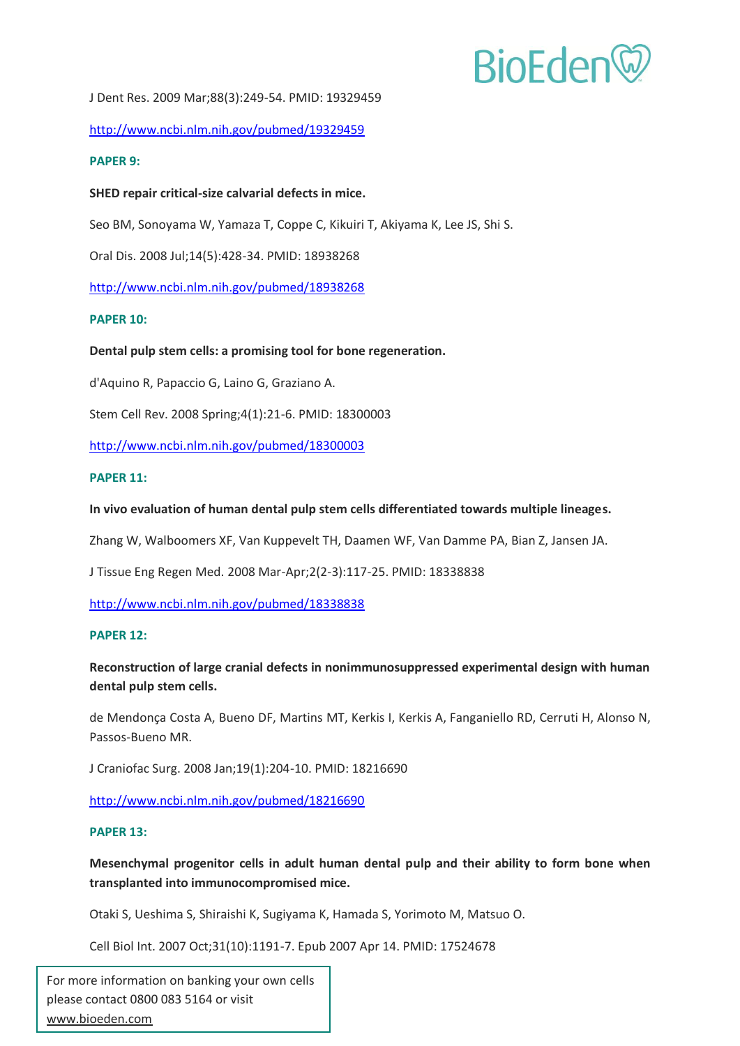J Dent Res. 2009 Mar;88(3):249-54. PMID: 19329459

http://www.ncbi.nlm.nih.gov/pubmed/19329459

**PAPER 9:**

**SHED repair critical-size calvarial defects in mice.**

Seo BM, Sonoyama W, Yamaza T, Coppe C, Kikuiri T, Akiyama K, Lee JS, Shi S.

Oral Dis. 2008 Jul;14(5):428-34. PMID: 18938268

http://www.ncbi.nlm.nih.gov/pubmed/18938268

**PAPER 10:**

**Dental pulp stem cells: a promising tool for bone regeneration.**

d'Aquino R, Papaccio G, Laino G, Graziano A.

Stem Cell Rev. 2008 Spring;4(1):21-6. PMID: 18300003

http://www.ncbi.nlm.nih.gov/pubmed/18300003

**PAPER 11:**

**In vivo evaluation of human dental pulp stem cells differentiated towards multiple lineages.**

Zhang W, Walboomers XF, Van Kuppevelt TH, Daamen WF, Van Damme PA, Bian Z, Jansen JA.

J Tissue Eng Regen Med. 2008 Mar-Apr;2(2-3):117-25. PMID: 18338838

http://www.ncbi.nlm.nih.gov/pubmed/18338838

**PAPER 12:**

**Reconstruction of large cranial defects in nonimmunosuppressed experimental design with human dental pulp stem cells.**

de Mendonça Costa A, Bueno DF, Martins MT, Kerkis I, Kerkis A, Fanganiello RD, Cerruti H, Alonso N, Passos-Bueno MR.

J Craniofac Surg. 2008 Jan;19(1):204-10. PMID: 18216690

http://www.ncbi.nlm.nih.gov/pubmed/18216690

**PAPER 13:**

**Mesenchymal progenitor cells in adult human dental pulp and their ability to form bone when transplanted into immunocompromised mice.**

Otaki S, Ueshima S, Shiraishi K, Sugiyama K, Hamada S, Yorimoto M, Matsuo O.

Cell Biol Int. 2007 Oct;31(10):1191-7. Epub 2007 Apr 14. PMID: 17524678

For more information on banking your own cells please contact 0800 083 5164 or visit www.bioeden.com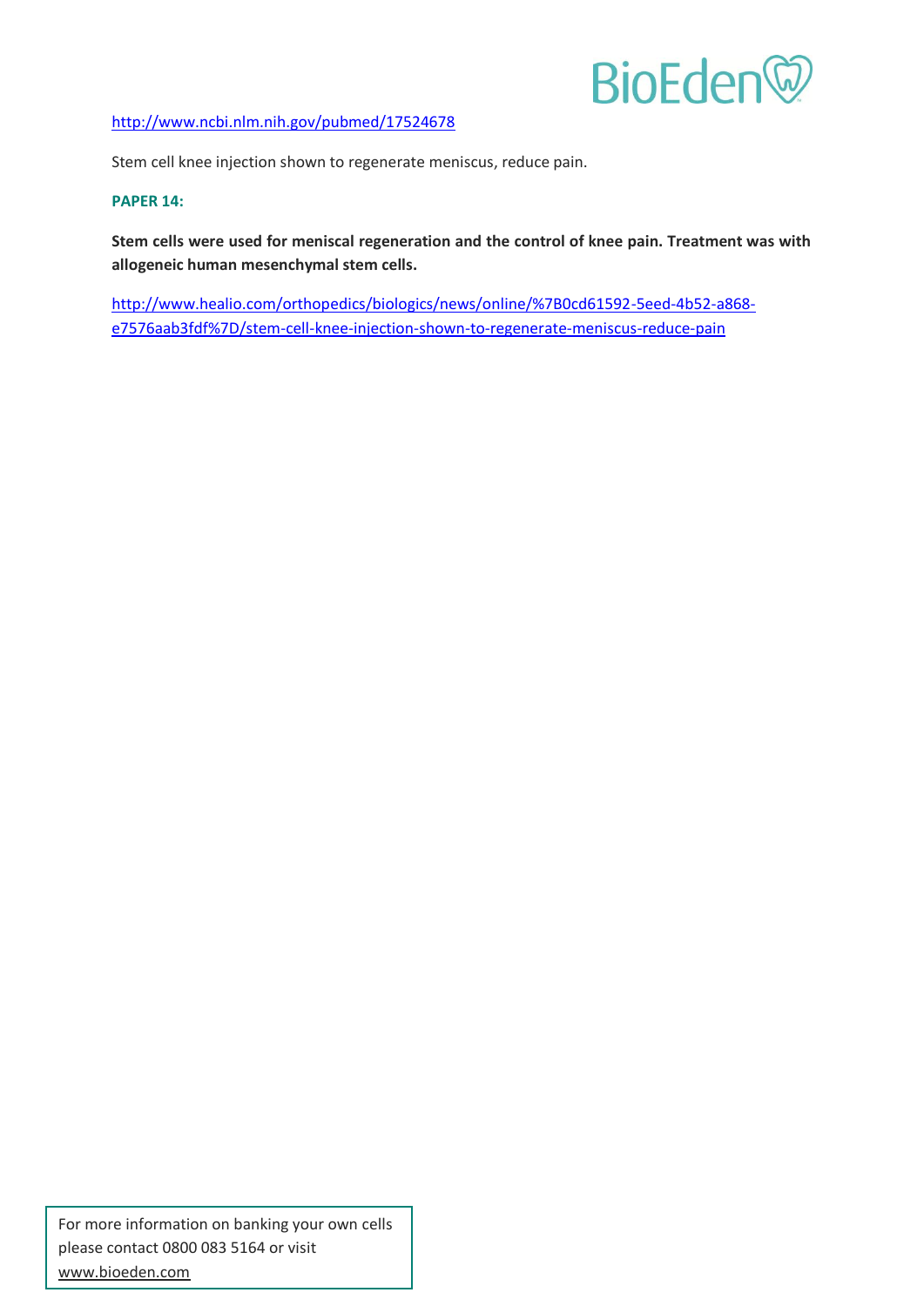http://www.ncbi.nlm.nih.gov/pubmed/17524678

Stem cell knee injection shown to regenerate meniscus, reduce pain.

**PAPER 14:**

**Stem cells were used for meniscal regeneration and the control of knee pain. Treatment was with allogeneic human mesenchymal stem cells.**

http://www.healio.com/orthopedics/biologics/news/online/%7B0cd61592-5eed-4b52-a868-e7576aab3fdf%7D/stem-cell-knee-injection-shown-to-regenerate-meniscus-reduce-pain

For more information on banking your own cells please contact 0800 083 5164 or visit www.bioeden.com